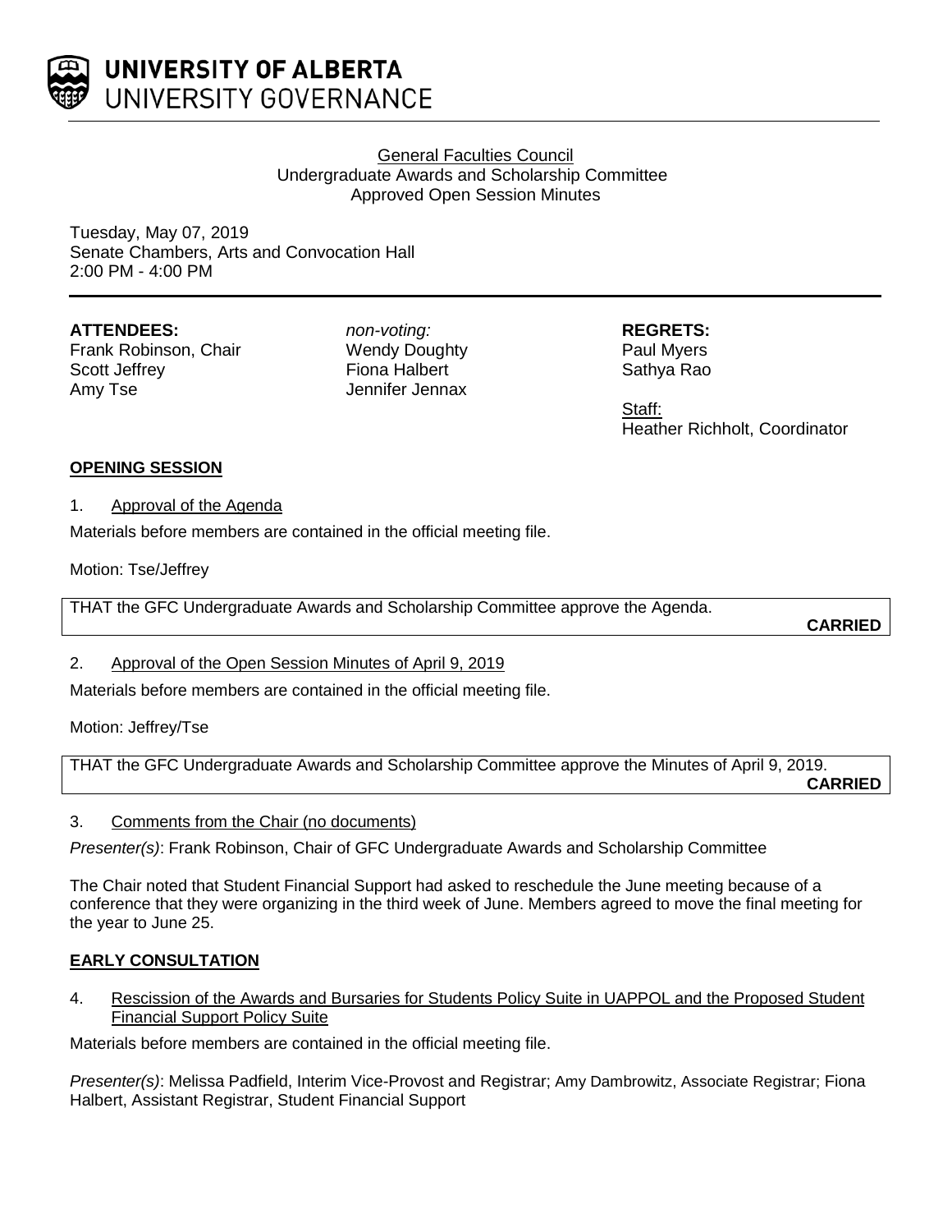# UNIVERSITY OF ALBERTA
## UNIVERSITY GOVERNANCE

General Faculties Council
Undergraduate Awards and Scholarship Committee
Approved Open Session Minutes

Tuesday, May 07, 2019
Senate Chambers, Arts and Convocation Hall
2:00 PM - 4:00 PM

**ATTENDEES:**
Frank Robinson, Chair
Scott Jeffrey
Amy Tse

*non-voting:*
Wendy Doughty
Fiona Halbert
Jennifer Jennax

**REGRETS:**
Paul Myers
Sathya Rao

Staff:
Heather Richholt, Coordinator

**OPENING SESSION**

1. Approval of the Agenda

Materials before members are contained in the official meeting file.

Motion: Tse/Jeffrey

THAT the GFC Undergraduate Awards and Scholarship Committee approve the Agenda.

**CARRIED**

2. Approval of the Open Session Minutes of April 9, 2019

Materials before members are contained in the official meeting file.

Motion: Jeffrey/Tse

THAT the GFC Undergraduate Awards and Scholarship Committee approve the Minutes of April 9, 2019.

**CARRIED**

3. Comments from the Chair (no documents)

*Presenter(s)*: Frank Robinson, Chair of GFC Undergraduate Awards and Scholarship Committee

The Chair noted that Student Financial Support had asked to reschedule the June meeting because of a conference that they were organizing in the third week of June. Members agreed to move the final meeting for the year to June 25.

**EARLY CONSULTATION**

4. Rescission of the Awards and Bursaries for Students Policy Suite in UAPPOL and the Proposed Student Financial Support Policy Suite

Materials before members are contained in the official meeting file.

*Presenter(s)*: Melissa Padfield, Interim Vice-Provost and Registrar; Amy Dambrowitz, Associate Registrar; Fiona Halbert, Assistant Registrar, Student Financial Support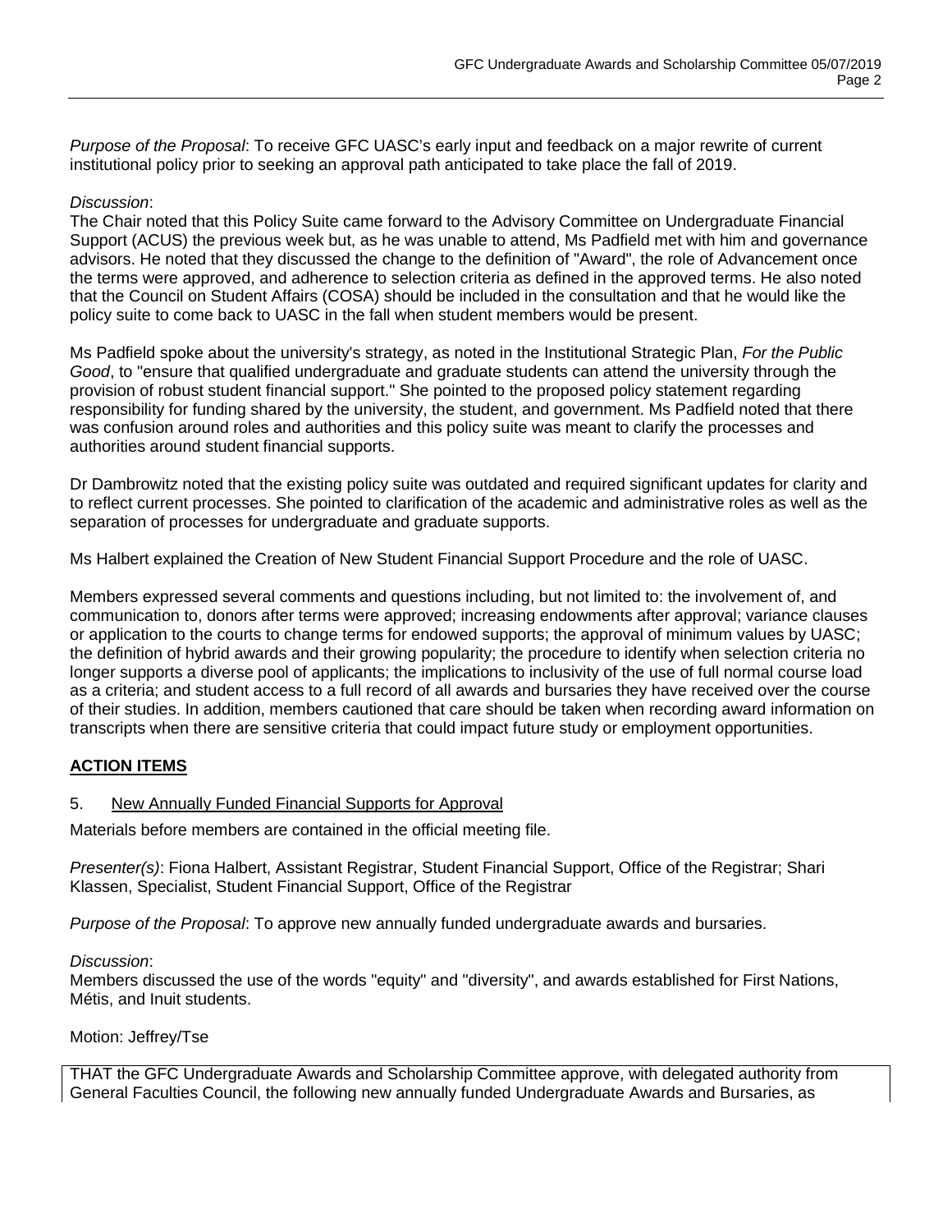*Purpose of the Proposal*: To receive GFC UASC's early input and feedback on a major rewrite of current institutional policy prior to seeking an approval path anticipated to take place the fall of 2019.

*Discussion*:
The Chair noted that this Policy Suite came forward to the Advisory Committee on Undergraduate Financial Support (ACUS) the previous week but, as he was unable to attend, Ms Padfield met with him and governance advisors. He noted that they discussed the change to the definition of "Award", the role of Advancement once the terms were approved, and adherence to selection criteria as defined in the approved terms. He also noted that the Council on Student Affairs (COSA) should be included in the consultation and that he would like the policy suite to come back to UASC in the fall when student members would be present.

Ms Padfield spoke about the university's strategy, as noted in the Institutional Strategic Plan, *For the Public Good*, to "ensure that qualified undergraduate and graduate students can attend the university through the provision of robust student financial support." She pointed to the proposed policy statement regarding responsibility for funding shared by the university, the student, and government. Ms Padfield noted that there was confusion around roles and authorities and this policy suite was meant to clarify the processes and authorities around student financial supports.

Dr Dambrowitz noted that the existing policy suite was outdated and required significant updates for clarity and to reflect current processes. She pointed to clarification of the academic and administrative roles as well as the separation of processes for undergraduate and graduate supports.

Ms Halbert explained the Creation of New Student Financial Support Procedure and the role of UASC.

Members expressed several comments and questions including, but not limited to: the involvement of, and communication to, donors after terms were approved; increasing endowments after approval; variance clauses or application to the courts to change terms for endowed supports; the approval of minimum values by UASC; the definition of hybrid awards and their growing popularity; the procedure to identify when selection criteria no longer supports a diverse pool of applicants; the implications to inclusivity of the use of full normal course load as a criteria; and student access to a full record of all awards and bursaries they have received over the course of their studies. In addition, members cautioned that care should be taken when recording award information on transcripts when there are sensitive criteria that could impact future study or employment opportunities.

## ACTION ITEMS

5. New Annually Funded Financial Supports for Approval

Materials before members are contained in the official meeting file.

*Presenter(s)*: Fiona Halbert, Assistant Registrar, Student Financial Support, Office of the Registrar; Shari Klassen, Specialist, Student Financial Support, Office of the Registrar

*Purpose of the Proposal*: To approve new annually funded undergraduate awards and bursaries.

*Discussion*:
Members discussed the use of the words "equity" and "diversity", and awards established for First Nations, Métis, and Inuit students.

Motion: Jeffrey/Tse

THAT the GFC Undergraduate Awards and Scholarship Committee approve, with delegated authority from General Faculties Council, the following new annually funded Undergraduate Awards and Bursaries, as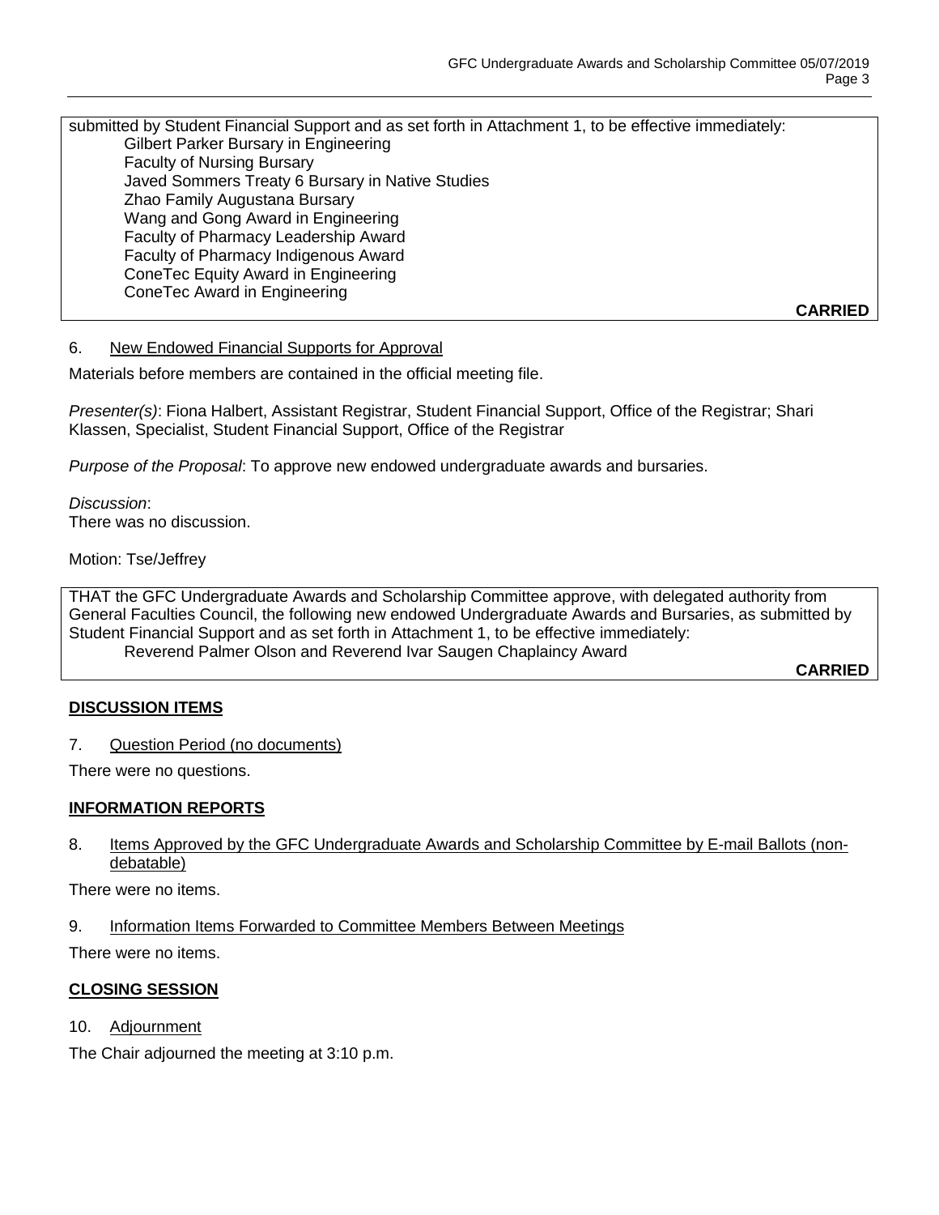submitted by Student Financial Support and as set forth in Attachment 1, to be effective immediately:

Gilbert Parker Bursary in Engineering
Faculty of Nursing Bursary
Javed Sommers Treaty 6 Bursary in Native Studies
Zhao Family Augustana Bursary
Wang and Gong Award in Engineering
Faculty of Pharmacy Leadership Award
Faculty of Pharmacy Indigenous Award
ConeTec Equity Award in Engineering
ConeTec Award in Engineering

**CARRIED**

6. New Endowed Financial Supports for Approval

Materials before members are contained in the official meeting file.

*Presenter(s)*: Fiona Halbert, Assistant Registrar, Student Financial Support, Office of the Registrar; Shari Klassen, Specialist, Student Financial Support, Office of the Registrar

*Purpose of the Proposal*: To approve new endowed undergraduate awards and bursaries.

*Discussion*:
There was no discussion.

Motion: Tse/Jeffrey

THAT the GFC Undergraduate Awards and Scholarship Committee approve, with delegated authority from General Faculties Council, the following new endowed Undergraduate Awards and Bursaries, as submitted by Student Financial Support and as set forth in Attachment 1, to be effective immediately:

Reverend Palmer Olson and Reverend Ivar Saugen Chaplaincy Award

**CARRIED**

**DISCUSSION ITEMS**

7. Question Period (no documents)

There were no questions.

**INFORMATION REPORTS**

8. Items Approved by the GFC Undergraduate Awards and Scholarship Committee by E-mail Ballots (non-debatable)

There were no items.

9. Information Items Forwarded to Committee Members Between Meetings

There were no items.

**CLOSING SESSION**

10. Adjournment

The Chair adjourned the meeting at 3:10 p.m.